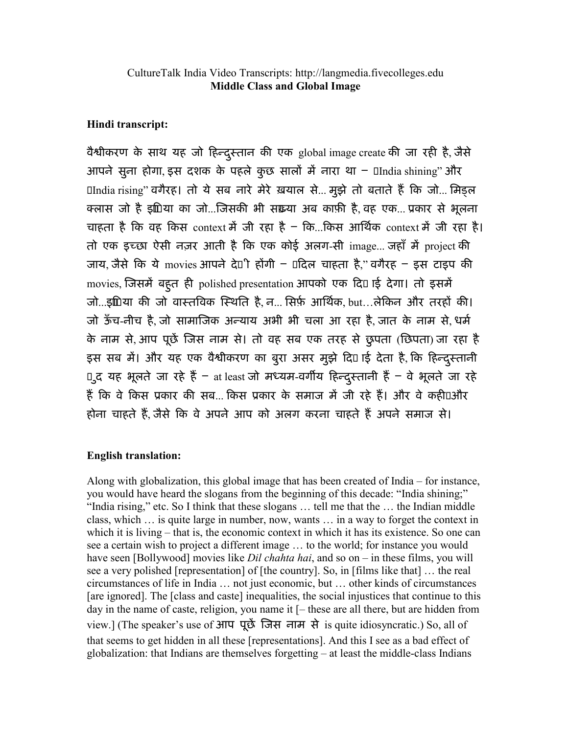CultureTalk India Video Transcripts: http://langmedia.fivecolleges.edu
**Middle Class and Global Image**

**Hindi transcript:**

वैश्वीकरण के साथ यह जो हिन्दुस्तान की एक global image create की जा रही है, जैसे आपने सुना होगा, इस दशक के पहले कुछ सालों में नारा था – "India shining" और "India rising" वगैरह। तो ये सब नारे मेरे ख़याल से... मुझे तो बताते हैं कि जो... मिड्ल क्लास जो है इण्डिया का जो...जिसकी भी संख्या अब काफ़ी है, वह एक... प्रकार से भूलना चाहता है कि वह किस context में जी रहा है – कि...किस आर्थिक context में जी रहा है। तो एक इच्छा ऐसी नज़र आती है कि एक कोई अलग-सी image... जहाँ में project की जाय, जैसे कि ये movies आपने देखी होंगी – "दिल चाहता है," वगैरह – इस टाइप की movies, जिसमें बहुत ही polished presentation आपको एक दिखाई देगा। तो इसमें जो...इण्डिया की जो वास्तविक स्थिति है, न... सिर्फ़ आर्थिक, but...लेकिन और तरहों की। जो ऊँच-नीच है, जो सामाजिक अन्याय अभी भी चला आ रहा है, जात के नाम से, धर्म के नाम से, आप पूछें जिस नाम से। तो वह सब एक तरह से छुपता (छिपता) जा रहा है इस सब में। और यह एक वैश्वीकरण का बुरा असर मुझे दिखाई देता है, कि हिन्दुस्तानी ख़ुद यह भूलते जा रहे हैं – at least जो मध्यम-वर्गीय हिन्दुस्तानी हैं – वे भूलते जा रहे हैं कि वे किस प्रकार की सब... किस प्रकार के समाज में जी रहे हैं। और वे कहीं और होना चाहते हैं, जैसे कि वे अपने आप को अलग करना चाहते हैं अपने समाज से।

**English translation:**

Along with globalization, this global image that has been created of India – for instance, you would have heard the slogans from the beginning of this decade: "India shining;" "India rising," etc. So I think that these slogans … tell me that the … the Indian middle class, which … is quite large in number, now, wants … in a way to forget the context in which it is living – that is, the economic context in which it has its existence. So one can see a certain wish to project a different image … to the world; for instance you would have seen [Bollywood] movies like *Dil chahta hai*, and so on – in these films, you will see a very polished [representation] of [the country]. So, in [films like that] … the real circumstances of life in India … not just economic, but … other kinds of circumstances [are ignored]. The [class and caste] inequalities, the social injustices that continue to this day in the name of caste, religion, you name it [– these are all there, but are hidden from view.] (The speaker's use of आप पूछें जिस नाम से is quite idiosyncratic.) So, all of that seems to get hidden in all these [representations]. And this I see as a bad effect of globalization: that Indians are themselves forgetting – at least the middle-class Indians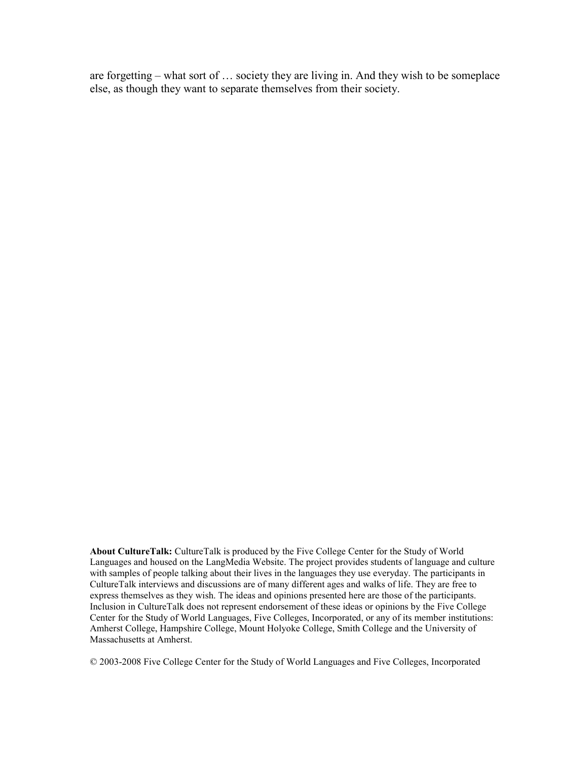are forgetting – what sort of … society they are living in. And they wish to be someplace else, as though they want to separate themselves from their society.

**About CultureTalk:** CultureTalk is produced by the Five College Center for the Study of World Languages and housed on the LangMedia Website. The project provides students of language and culture with samples of people talking about their lives in the languages they use everyday. The participants in CultureTalk interviews and discussions are of many different ages and walks of life. They are free to express themselves as they wish. The ideas and opinions presented here are those of the participants. Inclusion in CultureTalk does not represent endorsement of these ideas or opinions by the Five College Center for the Study of World Languages, Five Colleges, Incorporated, or any of its member institutions: Amherst College, Hampshire College, Mount Holyoke College, Smith College and the University of Massachusetts at Amherst.

© 2003-2008 Five College Center for the Study of World Languages and Five Colleges, Incorporated